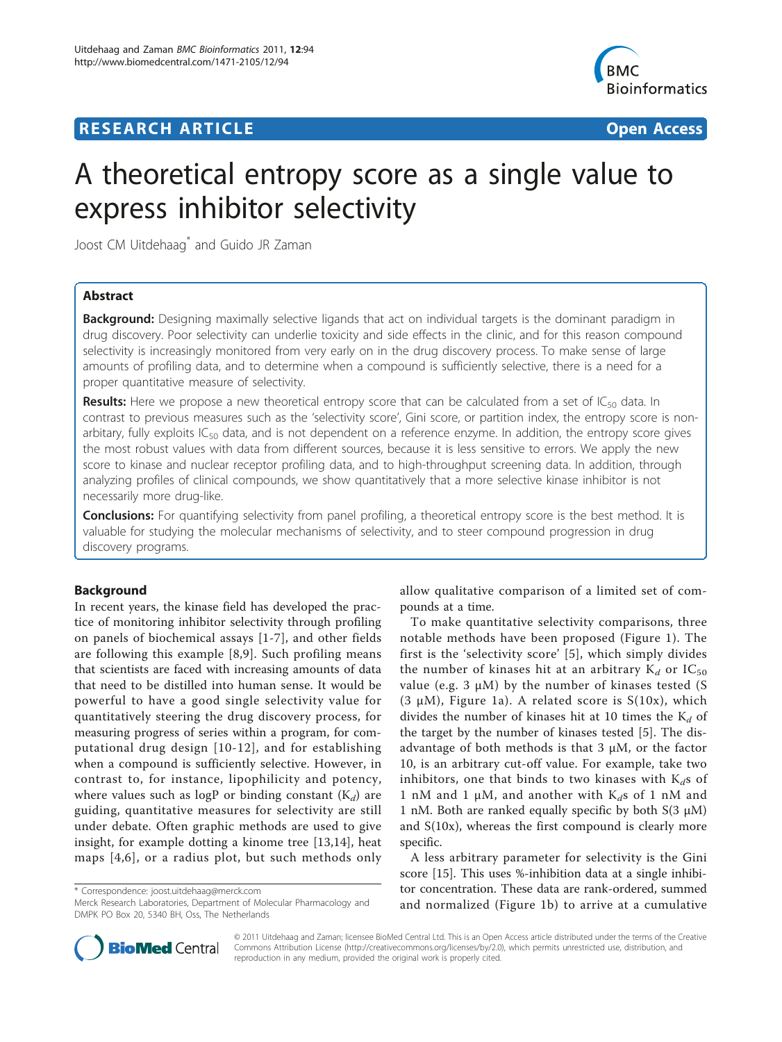# RESEARCH ARTICLE

**Open Access**

# A theoretical entropy score as a single value to express inhibitor selectivity

Joost CM Uitdehaag* and Guido JR Zaman

## Abstract

**Background:** Designing maximally selective ligands that act on individual targets is the dominant paradigm in drug discovery. Poor selectivity can underlie toxicity and side effects in the clinic, and for this reason compound selectivity is increasingly monitored from very early on in the drug discovery process. To make sense of large amounts of profiling data, and to determine when a compound is sufficiently selective, there is a need for a proper quantitative measure of selectivity.

**Results:** Here we propose a new theoretical entropy score that can be calculated from a set of $IC_{50}$ data. In contrast to previous measures such as the 'selectivity score', Gini score, or partition index, the entropy score is non-arbitrary, fully exploits $IC_{50}$ data, and is not dependent on a reference enzyme. In addition, the entropy score gives the most robust values with data from different sources, because it is less sensitive to errors. We apply the new score to kinase and nuclear receptor profiling data, and to high-throughput screening data. In addition, through analyzing profiles of clinical compounds, we show quantitatively that a more selective kinase inhibitor is not necessarily more drug-like.

**Conclusions:** For quantifying selectivity from panel profiling, a theoretical entropy score is the best method. It is valuable for studying the molecular mechanisms of selectivity, and to steer compound progression in drug discovery programs.

## Background

In recent years, the kinase field has developed the practice of monitoring inhibitor selectivity through profiling on panels of biochemical assays [1-7], and other fields are following this example [8,9]. Such profiling means that scientists are faced with increasing amounts of data that need to be distilled into human sense. It would be powerful to have a good single selectivity value for quantitatively steering the drug discovery process, for measuring progress of series within a program, for computational drug design [10-12], and for establishing when a compound is sufficiently selective. However, in contrast to, for instance, lipophilicity and potency, where values such as logP or binding constant ($K_d$) are guiding, quantitative measures for selectivity are still under debate. Often graphic methods are used to give insight, for example dotting a kinome tree [13,14], heat maps [4,6], or a radius plot, but such methods only allow qualitative comparison of a limited set of compounds at a time.

To make quantitative selectivity comparisons, three notable methods have been proposed (Figure 1). The first is the 'selectivity score' [5], which simply divides the number of kinases hit at an arbitrary $K_d$ or $IC_{50}$ value (e.g. 3 µM) by the number of kinases tested (S (3 µM), Figure 1a). A related score is S(10x), which divides the number of kinases hit at 10 times the $K_d$ of the target by the number of kinases tested [5]. The disadvantage of both methods is that 3 µM, or the factor 10, is an arbitrary cut-off value. For example, take two inhibitors, one that binds to two kinases with $K_d$s of 1 nM and 1 µM, and another with $K_d$s of 1 nM and 1 nM. Both are ranked equally specific by both S(3 µM) and S(10x), whereas the first compound is clearly more specific.

A less arbitrary parameter for selectivity is the Gini score [15]. This uses %-inhibition data at a single inhibitor concentration. These data are rank-ordered, summed and normalized (Figure 1b) to arrive at a cumulative

\* Correspondence: joost.uitdehaag@merck.com
Merck Research Laboratories, Department of Molecular Pharmacology and DMPK PO Box 20, 5340 BH, Oss, The Netherlands

© 2011 Uitdehaag and Zaman; licensee BioMed Central Ltd. This is an Open Access article distributed under the terms of the Creative Commons Attribution License (http://creativecommons.org/licenses/by/2.0), which permits unrestricted use, distribution, and reproduction in any medium, provided the original work is properly cited.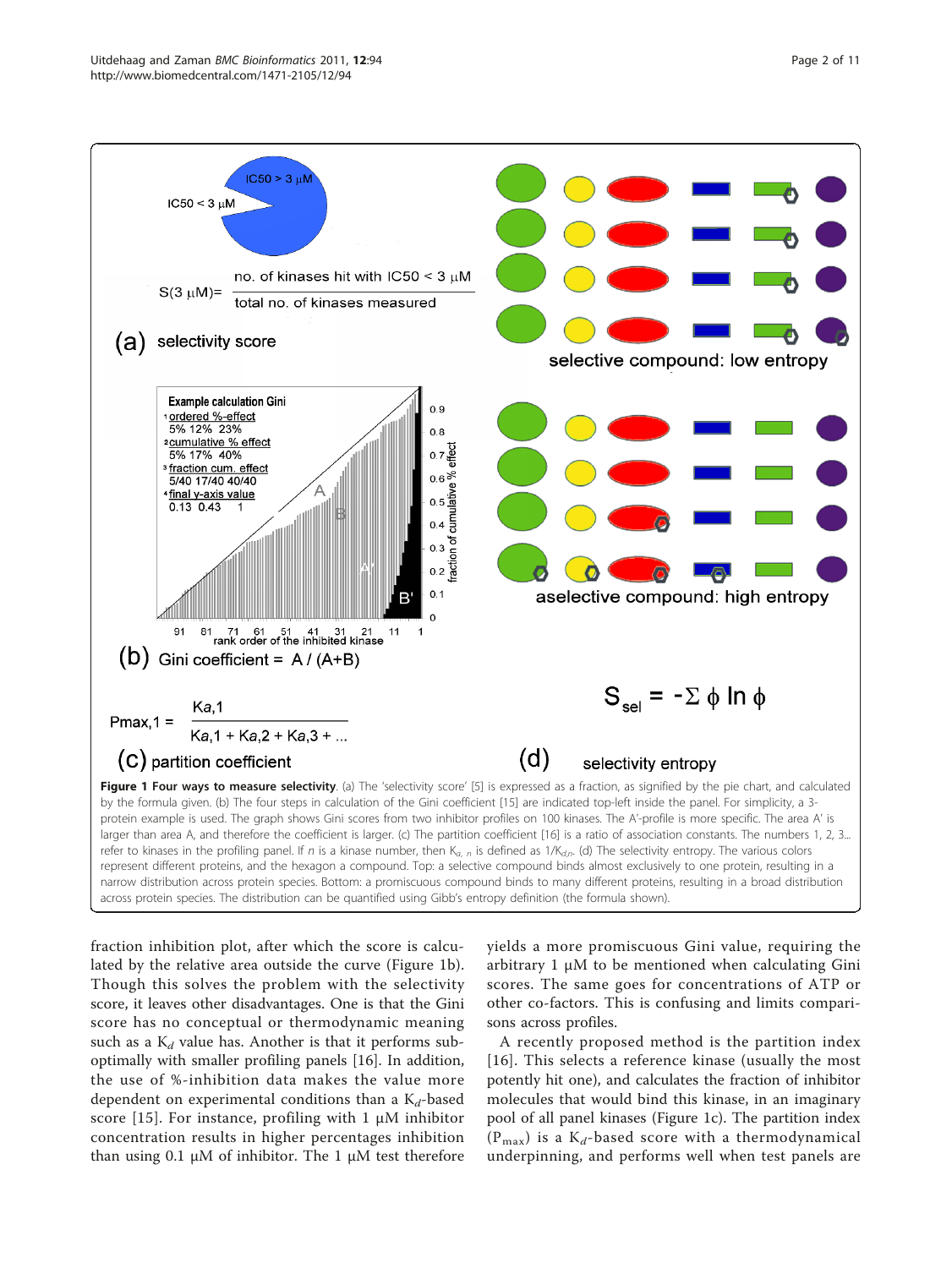**Figure 1 Four ways to measure selectivity**. (a) The 'selectivity score' [5] is expressed as a fraction, as signified by the pie chart, and calculated by the formula given. (b) The four steps in calculation of the Gini coefficient [15] are indicated top-left inside the panel. For simplicity, a 3-protein example is used. The graph shows Gini scores from two inhibitor profiles on 100 kinases. The A'-profile is more specific. The area A' is larger than area A, and therefore the coefficient is larger. (c) The partition coefficient [16] is a ratio of association constants. The numbers 1, 2, 3... refer to kinases in the profiling panel. If $n$ is a kinase number, then $K_{a,\,n}$ is defined as $1/K_{d,n}$. (d) The selectivity entropy. The various colors represent different proteins, and the hexagon a compound. Top: a selective compound binds almost exclusively to one protein, resulting in a narrow distribution across protein species. Bottom: a promiscuous compound binds to many different proteins, resulting in a broad distribution across protein species. The distribution can be quantified using Gibb's entropy definition (the formula shown).

fraction inhibition plot, after which the score is calculated by the relative area outside the curve (Figure 1b). Though this solves the problem with the selectivity score, it leaves other disadvantages. One is that the Gini score has no conceptual or thermodynamic meaning such as a $K_d$ value has. Another is that it performs sub-optimally with smaller profiling panels [16]. In addition, the use of %-inhibition data makes the value more dependent on experimental conditions than a $K_d$-based score [15]. For instance, profiling with 1 μM inhibitor concentration results in higher percentages inhibition than using 0.1 μM of inhibitor. The 1 μM test therefore yields a more promiscuous Gini value, requiring the arbitrary 1 μM to be mentioned when calculating Gini scores. The same goes for concentrations of ATP or other co-factors. This is confusing and limits comparisons across profiles.

A recently proposed method is the partition index [16]. This selects a reference kinase (usually the most potently hit one), and calculates the fraction of inhibitor molecules that would bind this kinase, in an imaginary pool of all panel kinases (Figure 1c). The partition index ($P_{max}$) is a $K_d$-based score with a thermodynamical underpinning, and performs well when test panels are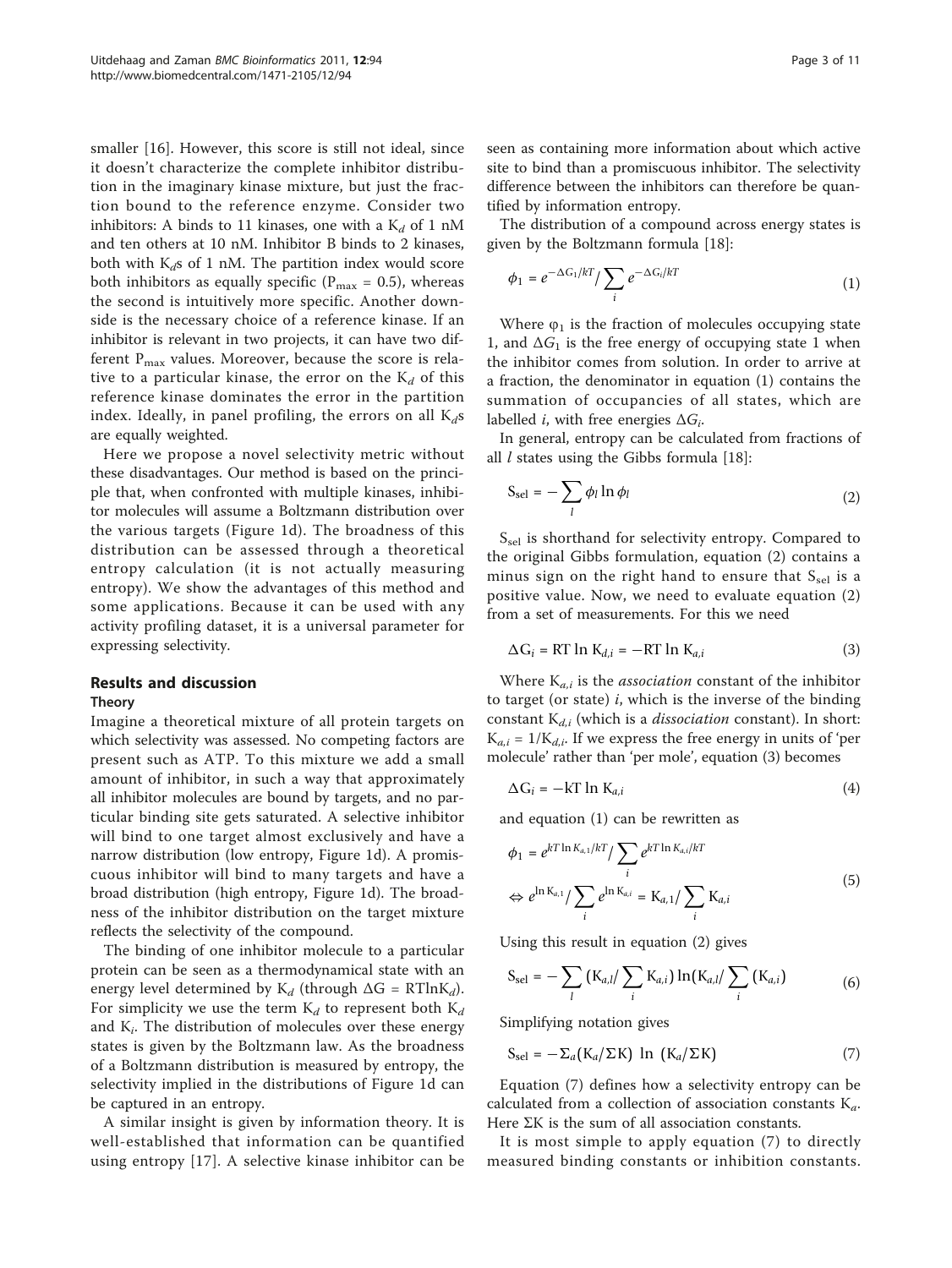smaller [16]. However, this score is still not ideal, since it doesn't characterize the complete inhibitor distribution in the imaginary kinase mixture, but just the fraction bound to the reference enzyme. Consider two inhibitors: A binds to 11 kinases, one with a $K_d$ of 1 nM and ten others at 10 nM. Inhibitor B binds to 2 kinases, both with $K_d$s of 1 nM. The partition index would score both inhibitors as equally specific ($P_{max} = 0.5$), whereas the second is intuitively more specific. Another downside is the necessary choice of a reference kinase. If an inhibitor is relevant in two projects, it can have two different $P_{max}$ values. Moreover, because the score is relative to a particular kinase, the error on the $K_d$ of this reference kinase dominates the error in the partition index. Ideally, in panel profiling, the errors on all $K_d$s are equally weighted.

Here we propose a novel selectivity metric without these disadvantages. Our method is based on the principle that, when confronted with multiple kinases, inhibitor molecules will assume a Boltzmann distribution over the various targets (Figure 1d). The broadness of this distribution can be assessed through a theoretical entropy calculation (it is not actually measuring entropy). We show the advantages of this method and some applications. Because it can be used with any activity profiling dataset, it is a universal parameter for expressing selectivity.

## Results and discussion

### Theory

Imagine a theoretical mixture of all protein targets on which selectivity was assessed. No competing factors are present such as ATP. To this mixture we add a small amount of inhibitor, in such a way that approximately all inhibitor molecules are bound by targets, and no particular binding site gets saturated. A selective inhibitor will bind to one target almost exclusively and have a narrow distribution (low entropy, Figure 1d). A promiscuous inhibitor will bind to many targets and have a broad distribution (high entropy, Figure 1d). The broadness of the inhibitor distribution on the target mixture reflects the selectivity of the compound.

The binding of one inhibitor molecule to a particular protein can be seen as a thermodynamical state with an energy level determined by $K_d$ (through $\Delta G = RT\ln K_d$). For simplicity we use the term $K_d$ to represent both $K_d$ and $K_i$. The distribution of molecules over these energy states is given by the Boltzmann law. As the broadness of a Boltzmann distribution is measured by entropy, the selectivity implied in the distributions of Figure 1d can be captured in an entropy.

A similar insight is given by information theory. It is well-established that information can be quantified using entropy [17]. A selective kinase inhibitor can be seen as containing more information about which active site to bind than a promiscuous inhibitor. The selectivity difference between the inhibitors can therefore be quantified by information entropy.

The distribution of a compound across energy states is given by the Boltzmann formula [18]:

$$\phi_1 = e^{-\Delta G_1/kT} \Big/ \sum_i e^{-\Delta G_i/kT} \tag{1}$$

Where $\varphi_1$ is the fraction of molecules occupying state 1, and $\Delta G_1$ is the free energy of occupying state 1 when the inhibitor comes from solution. In order to arrive at a fraction, the denominator in equation (1) contains the summation of occupancies of all states, which are labelled $i$, with free energies $\Delta G_i$.

In general, entropy can be calculated from fractions of all $l$ states using the Gibbs formula [18]:

$$S_{sel} = -\sum_l \phi_l \ln \phi_l \tag{2}$$

$S_{sel}$ is shorthand for selectivity entropy. Compared to the original Gibbs formulation, equation (2) contains a minus sign on the right hand to ensure that $S_{sel}$ is a positive value. Now, we need to evaluate equation (2) from a set of measurements. For this we need

$$\Delta G_i = RT \ln K_{d,i} = -RT \ln K_{a,i} \tag{3}$$

Where $K_{a,i}$ is the *association* constant of the inhibitor to target (or state) $i$, which is the inverse of the binding constant $K_{d,i}$ (which is a *dissociation* constant). In short: $K_{a,i} = 1/K_{d,i}$. If we express the free energy in units of 'per molecule' rather than 'per mole', equation (3) becomes

$$\Delta G_i = -kT \ln K_{a,i} \tag{4}$$

and equation (1) can be rewritten as

$$\begin{aligned} \phi_1 &= e^{kT \ln K_{a,1}/kT} \Big/ \sum_i e^{kT \ln K_{a,i}/kT} \\ \Leftrightarrow & \; e^{\ln K_{a,1}} \Big/ \sum_i e^{\ln K_{a,i}} = K_{a,1} \Big/ \sum_i K_{a,i} \end{aligned} \tag{5}$$

Using this result in equation (2) gives

$$S_{sel} = -\sum_l \left(K_{a,l} \Big/ \sum_i K_{a,i}\right) \ln\left(K_{a,l} \Big/ \sum_i (K_{a,i})\right) \tag{6}$$

Simplifying notation gives

$$S_{sel} = -\Sigma_a (K_a/\Sigma K) \; \ln \; (K_a/\Sigma K) \tag{7}$$

Equation (7) defines how a selectivity entropy can be calculated from a collection of association constants $K_a$. Here $\Sigma K$ is the sum of all association constants.

It is most simple to apply equation (7) to directly measured binding constants or inhibition constants.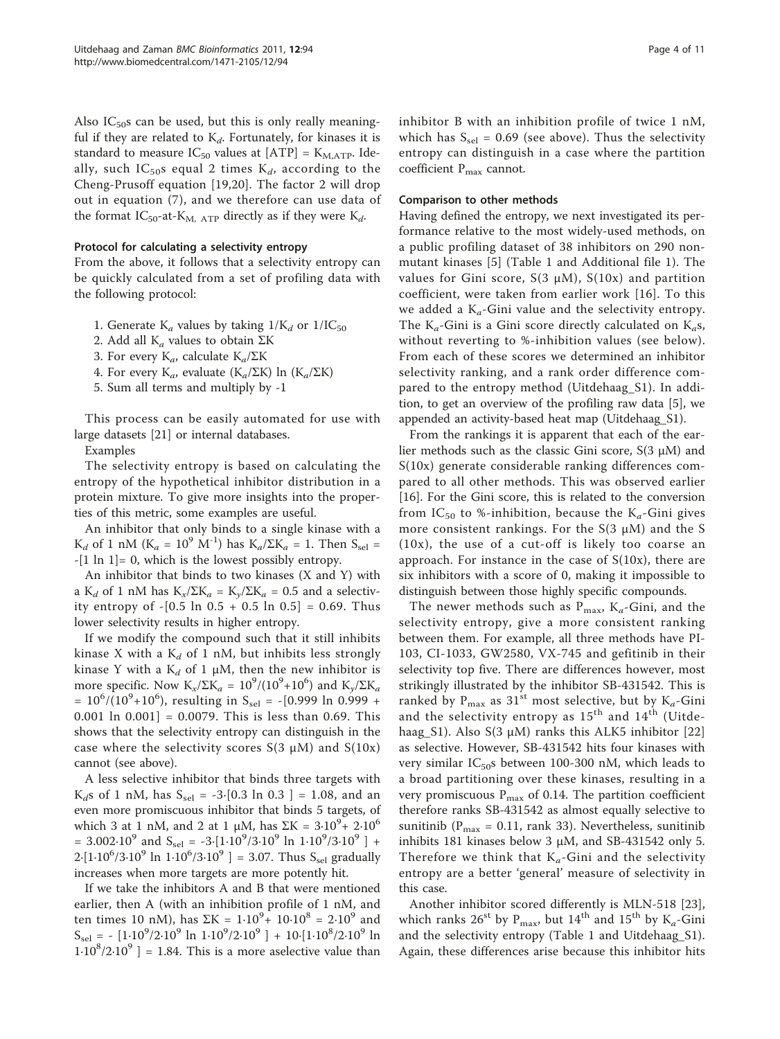Also $IC_{50}$s can be used, but this is only really meaningful if they are related to $K_d$. Fortunately, for kinases it is standard to measure $IC_{50}$ values at $[ATP] = K_{M,ATP}$. Ideally, such $IC_{50}$s equal 2 times $K_d$, according to the Cheng-Prusoff equation [19,20]. The factor 2 will drop out in equation (7), and we therefore can use data of the format $IC_{50}$-at-$K_{M,\ ATP}$ directly as if they were $K_d$.

#### Protocol for calculating a selectivity entropy

From the above, it follows that a selectivity entropy can be quickly calculated from a set of profiling data with the following protocol:

1. Generate $K_a$ values by taking $1/K_d$ or $1/IC_{50}$
2. Add all $K_a$ values to obtain $\Sigma K$
3. For every $K_a$, calculate $K_a/\Sigma K$
4. For every $K_a$, evaluate $(K_a/\Sigma K) \ln (K_a/\Sigma K)$
5. Sum all terms and multiply by -1

This process can be easily automated for use with large datasets [21] or internal databases.

Examples

The selectivity entropy is based on calculating the entropy of the hypothetical inhibitor distribution in a protein mixture. To give more insights into the properties of this metric, some examples are useful.

An inhibitor that only binds to a single kinase with a $K_d$ of 1 nM ($K_a = 10^9\ M^{-1}$) has $K_a/\Sigma K_a = 1$. Then $S_{sel} = -[1 \ln 1] = 0$, which is the lowest possibly entropy.

An inhibitor that binds to two kinases (X and Y) with a $K_d$ of 1 nM has $K_x/\Sigma K_a = K_y/\Sigma K_a = 0.5$ and a selectivity entropy of $-[0.5 \ln 0.5 + 0.5 \ln 0.5] = 0.69$. Thus lower selectivity results in higher entropy.

If we modify the compound such that it still inhibits kinase X with a $K_d$ of 1 nM, but inhibits less strongly kinase Y with a $K_d$ of 1 μM, then the new inhibitor is more specific. Now $K_x/\Sigma K_a = 10^9/(10^9+10^6)$ and $K_y/\Sigma K_a = 10^6/(10^9+10^6)$, resulting in $S_{sel} = -[0.999 \ln 0.999 + 0.001 \ln 0.001] = 0.0079$. This is less than 0.69. This shows that the selectivity entropy can distinguish in the case where the selectivity scores S(3 μM) and S(10x) cannot (see above).

A less selective inhibitor that binds three targets with $K_d$s of 1 nM, has $S_{sel} = -3{\cdot}[0.3 \ln 0.3\ ] = 1.08$, and an even more promiscuous inhibitor that binds 5 targets, of which 3 at 1 nM, and 2 at 1 μM, has $\Sigma K = 3{\cdot}10^9 + 2{\cdot}10^6 = 3.002{\cdot}10^9$ and $S_{sel} = -3{\cdot}[1{\cdot}10^9/3{\cdot}10^9 \ln 1{\cdot}10^9/3{\cdot}10^9\ ] + 2{\cdot}[1{\cdot}10^6/3{\cdot}10^9 \ln 1{\cdot}10^6/3{\cdot}10^9\ ] = 3.07$. Thus $S_{sel}$ gradually increases when more targets are more potently hit.

If we take the inhibitors A and B that were mentioned earlier, then A (with an inhibition profile of 1 nM, and ten times 10 nM), has $\Sigma K = 1{\cdot}10^9 + 10{\cdot}10^8 = 2{\cdot}10^9$ and $S_{sel} = -\ [1{\cdot}10^9/2{\cdot}10^9 \ln 1{\cdot}10^9/2{\cdot}10^9\ ] + 10{\cdot}[1{\cdot}10^8/2{\cdot}10^9 \ln 1{\cdot}10^8/2{\cdot}10^9\ ] = 1.84$. This is a more aselective value than inhibitor B with an inhibition profile of twice 1 nM, which has $S_{sel} = 0.69$ (see above). Thus the selectivity entropy can distinguish in a case where the partition coefficient $P_{max}$ cannot.

#### Comparison to other methods

Having defined the entropy, we next investigated its performance relative to the most widely-used methods, on a public profiling dataset of 38 inhibitors on 290 non-mutant kinases [5] (Table 1 and Additional file 1). The values for Gini score, S(3 μM), S(10x) and partition coefficient, were taken from earlier work [16]. To this we added a $K_a$-Gini value and the selectivity entropy. The $K_a$-Gini is a Gini score directly calculated on $K_a$s, without reverting to %-inhibition values (see below). From each of these scores we determined an inhibitor selectivity ranking, and a rank order difference compared to the entropy method (Uitdehaag_S1). In addition, to get an overview of the profiling raw data [5], we appended an activity-based heat map (Uitdehaag_S1).

From the rankings it is apparent that each of the earlier methods such as the classic Gini score, S(3 μM) and S(10x) generate considerable ranking differences compared to all other methods. This was observed earlier [16]. For the Gini score, this is related to the conversion from $IC_{50}$ to %-inhibition, because the $K_a$-Gini gives more consistent rankings. For the S(3 μM) and the S (10x), the use of a cut-off is likely too coarse an approach. For instance in the case of S(10x), there are six inhibitors with a score of 0, making it impossible to distinguish between those highly specific compounds.

The newer methods such as $P_{max}$, $K_a$-Gini, and the selectivity entropy, give a more consistent ranking between them. For example, all three methods have PI-103, CI-1033, GW2580, VX-745 and gefitinib in their selectivity top five. There are differences however, most strikingly illustrated by the inhibitor SB-431542. This is ranked by $P_{max}$ as 31st most selective, but by $K_a$-Gini and the selectivity entropy as 15th and 14th (Uitdehaag_S1). Also S(3 μM) ranks this ALK5 inhibitor [22] as selective. However, SB-431542 hits four kinases with very similar $IC_{50}$s between 100-300 nM, which leads to a broad partitioning over these kinases, resulting in a very promiscuous $P_{max}$ of 0.14. The partition coefficient therefore ranks SB-431542 as almost equally selective to sunitinib ($P_{max} = 0.11$, rank 33). Nevertheless, sunitinib inhibits 181 kinases below 3 μM, and SB-431542 only 5. Therefore we think that $K_a$-Gini and the selectivity entropy are a better 'general' measure of selectivity in this case.

Another inhibitor scored differently is MLN-518 [23], which ranks 26st by $P_{max}$, but 14th and 15th by $K_a$-Gini and the selectivity entropy (Table 1 and Uitdehaag_S1). Again, these differences arise because this inhibitor hits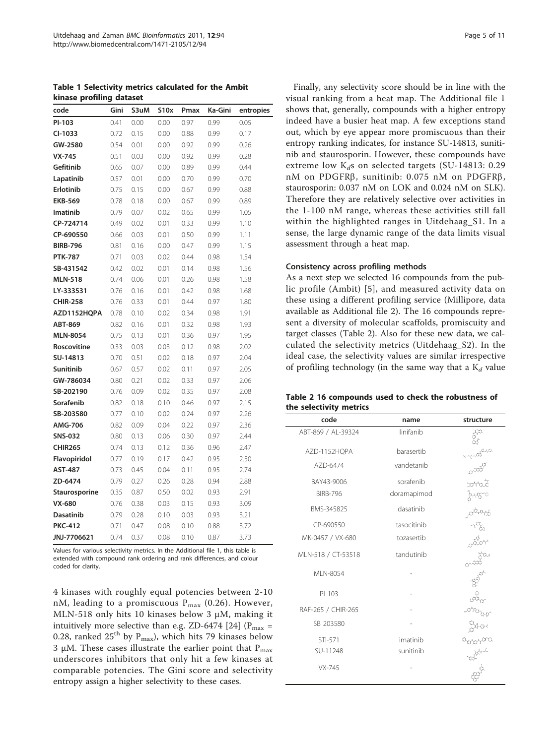**Table 1 Selectivity metrics calculated for the Ambit kinase profiling dataset**

| code | Gini | S3uM | S10x | Pmax | Ka-Gini | entropies |
|---|---|---|---|---|---|---|
| PI-103 | 0.41 | 0.00 | 0.00 | 0.97 | 0.99 | 0.05 |
| CI-1033 | 0.72 | 0.15 | 0.00 | 0.88 | 0.99 | 0.17 |
| GW-2580 | 0.54 | 0.01 | 0.00 | 0.92 | 0.99 | 0.26 |
| VX-745 | 0.51 | 0.03 | 0.00 | 0.92 | 0.99 | 0.28 |
| Gefitinib | 0.65 | 0.07 | 0.00 | 0.89 | 0.99 | 0.44 |
| Lapatinib | 0.57 | 0.01 | 0.00 | 0.70 | 0.99 | 0.70 |
| Erlotinib | 0.75 | 0.15 | 0.00 | 0.67 | 0.99 | 0.88 |
| EKB-569 | 0.78 | 0.18 | 0.00 | 0.67 | 0.99 | 0.89 |
| Imatinib | 0.79 | 0.07 | 0.02 | 0.65 | 0.99 | 1.05 |
| CP-724714 | 0.49 | 0.02 | 0.01 | 0.33 | 0.99 | 1.10 |
| CP-690550 | 0.66 | 0.03 | 0.01 | 0.50 | 0.99 | 1.11 |
| BIRB-796 | 0.81 | 0.16 | 0.00 | 0.47 | 0.99 | 1.15 |
| PTK-787 | 0.71 | 0.03 | 0.02 | 0.44 | 0.98 | 1.54 |
| SB-431542 | 0.42 | 0.02 | 0.01 | 0.14 | 0.98 | 1.56 |
| MLN-518 | 0.74 | 0.06 | 0.01 | 0.26 | 0.98 | 1.58 |
| LY-333531 | 0.76 | 0.16 | 0.01 | 0.42 | 0.98 | 1.68 |
| CHIR-258 | 0.76 | 0.33 | 0.01 | 0.44 | 0.97 | 1.80 |
| AZD1152HQPA | 0.78 | 0.10 | 0.02 | 0.34 | 0.98 | 1.91 |
| ABT-869 | 0.82 | 0.16 | 0.01 | 0.32 | 0.98 | 1.93 |
| MLN-8054 | 0.75 | 0.13 | 0.01 | 0.36 | 0.97 | 1.95 |
| Roscovitine | 0.33 | 0.03 | 0.03 | 0.12 | 0.98 | 2.02 |
| SU-14813 | 0.70 | 0.51 | 0.02 | 0.18 | 0.97 | 2.04 |
| Sunitinib | 0.67 | 0.57 | 0.02 | 0.11 | 0.97 | 2.05 |
| GW-786034 | 0.80 | 0.21 | 0.02 | 0.33 | 0.97 | 2.06 |
| SB-202190 | 0.76 | 0.09 | 0.02 | 0.35 | 0.97 | 2.08 |
| Sorafenib | 0.82 | 0.18 | 0.10 | 0.46 | 0.97 | 2.15 |
| SB-203580 | 0.77 | 0.10 | 0.02 | 0.24 | 0.97 | 2.26 |
| AMG-706 | 0.82 | 0.09 | 0.04 | 0.22 | 0.97 | 2.36 |
| SNS-032 | 0.80 | 0.13 | 0.06 | 0.30 | 0.97 | 2.44 |
| CHIR265 | 0.74 | 0.13 | 0.12 | 0.36 | 0.96 | 2.47 |
| Flavopiridol | 0.77 | 0.19 | 0.17 | 0.42 | 0.95 | 2.50 |
| AST-487 | 0.73 | 0.45 | 0.04 | 0.11 | 0.95 | 2.74 |
| ZD-6474 | 0.79 | 0.27 | 0.26 | 0.28 | 0.94 | 2.88 |
| Staurosporine | 0.35 | 0.87 | 0.50 | 0.02 | 0.93 | 2.91 |
| VX-680 | 0.76 | 0.38 | 0.03 | 0.15 | 0.93 | 3.09 |
| Dasatinib | 0.79 | 0.28 | 0.10 | 0.03 | 0.93 | 3.21 |
| PKC-412 | 0.71 | 0.47 | 0.08 | 0.10 | 0.88 | 3.72 |
| JNJ-7706621 | 0.74 | 0.37 | 0.08 | 0.10 | 0.87 | 3.73 |

Values for various selectivity metrics. In the Additional file 1, this table is extended with compound rank ordering and rank differences, and colour coded for clarity.

4 kinases with roughly equal potencies between 2-10 nM, leading to a promiscuous $P_{max}$ (0.26). However, MLN-518 only hits 10 kinases below 3 μM, making it intuitively more selective than e.g. ZD-6474 [24] ($P_{max}$ = 0.28, ranked 25[th] by $P_{max}$), which hits 79 kinases below 3 μM. These cases illustrate the earlier point that $P_{max}$ underscores inhibitors that only hit a few kinases at comparable potencies. The Gini score and selectivity entropy assign a higher selectivity to these cases.

Finally, any selectivity score should be in line with the visual ranking from a heat map. The Additional file 1 shows that, generally, compounds with a higher entropy indeed have a busier heat map. A few exceptions stand out, which by eye appear more promiscuous than their entropy ranking indicates, for instance SU-14813, sunitinib and staurosporin. However, these compounds have extreme low $K_d$s on selected targets (SU-14813: 0.29 nM on PDGFRβ, sunitinib: 0.075 nM on PDGFRβ, staurosporin: 0.037 nM on LOK and 0.024 nM on SLK). Therefore they are relatively selective over activities in the 1-100 nM range, whereas these activities still fall within the highlighted ranges in Uitdehaag_S1. In a sense, the large dynamic range of the data limits visual assessment through a heat map.

### Consistency across profiling methods

As a next step we selected 16 compounds from the public profile (Ambit) [5], and measured activity data on these using a different profiling service (Millipore, data available as Additional file 2). The 16 compounds represent a diversity of molecular scaffolds, promiscuity and target classes (Table 2). Also for these new data, we calculated the selectivity metrics (Uitdehaag_S2). In the ideal case, the selectivity values are similar irrespective of profiling technology (in the same way that a $K_d$ value

**Table 2 16 compounds used to check the robustness of the selectivity metrics**

| code | name | structure |
|---|---|---|
| ABT-869 / AL-39324 | linifanib | |
| AZD-1152HQPA | barasertib | |
| AZD-6474 | vandetanib | |
| BAY43-9006 | sorafenib | |
| BIRB-796 | doramapimod | |
| BMS-345825 | dasatinib | |
| CP-690550 | tasocitinib | |
| MK-0457 / VX-680 | tozasertib | |
| MLN-518 / CT-53518 | tandutinib | |
| MLN-8054 | - | |
| PI 103 | - | |
| RAF-265 / CHIR-265 | - | |
| SB 203580 | - | |
| STI-571 | imatinib | |
| SU-11248 | sunitinib | |
| VX-745 | - | |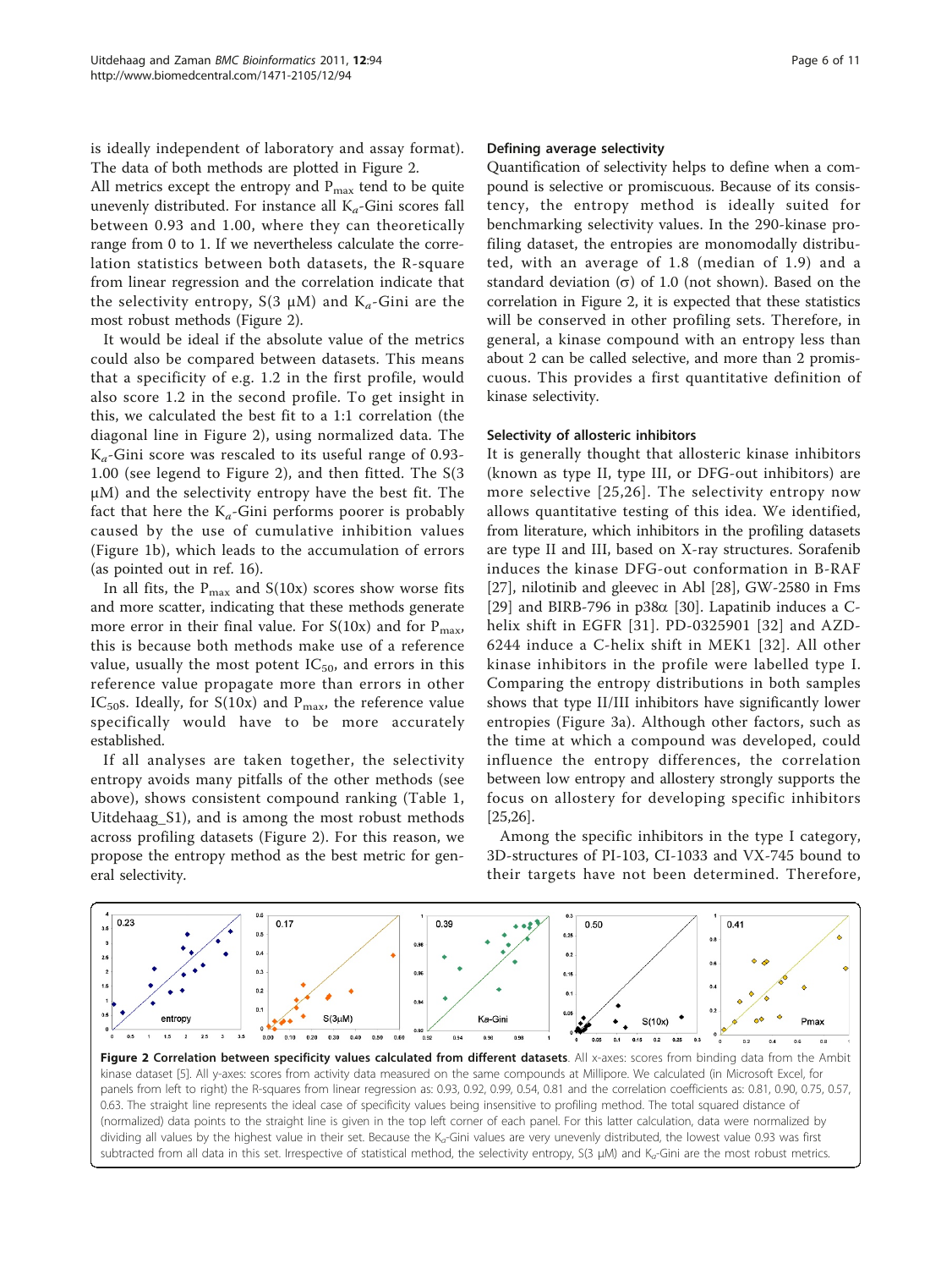is ideally independent of laboratory and assay format). The data of both methods are plotted in Figure 2.

All metrics except the entropy and $P_{max}$ tend to be quite unevenly distributed. For instance all $K_a$-Gini scores fall between 0.93 and 1.00, where they can theoretically range from 0 to 1. If we nevertheless calculate the correlation statistics between both datasets, the R-square from linear regression and the correlation indicate that the selectivity entropy, S(3 μM) and $K_a$-Gini are the most robust methods (Figure 2).

It would be ideal if the absolute value of the metrics could also be compared between datasets. This means that a specificity of e.g. 1.2 in the first profile, would also score 1.2 in the second profile. To get insight in this, we calculated the best fit to a 1:1 correlation (the diagonal line in Figure 2), using normalized data. The $K_a$-Gini score was rescaled to its useful range of 0.93-1.00 (see legend to Figure 2), and then fitted. The S(3 μM) and the selectivity entropy have the best fit. The fact that here the $K_a$-Gini performs poorer is probably caused by the use of cumulative inhibition values (Figure 1b), which leads to the accumulation of errors (as pointed out in ref. 16).

In all fits, the $P_{max}$ and S(10x) scores show worse fits and more scatter, indicating that these methods generate more error in their final value. For S(10x) and for $P_{max}$, this is because both methods make use of a reference value, usually the most potent $IC_{50}$, and errors in this reference value propagate more than errors in other $IC_{50}$s. Ideally, for S(10x) and $P_{max}$, the reference value specifically would have to be more accurately established.

If all analyses are taken together, the selectivity entropy avoids many pitfalls of the other methods (see above), shows consistent compound ranking (Table 1, Uitdehaag_S1), and is among the most robust methods across profiling datasets (Figure 2). For this reason, we propose the entropy method as the best metric for general selectivity.

### Defining average selectivity

Quantification of selectivity helps to define when a compound is selective or promiscuous. Because of its consistency, the entropy method is ideally suited for benchmarking selectivity values. In the 290-kinase profiling dataset, the entropies are monomodally distributed, with an average of 1.8 (median of 1.9) and a standard deviation (σ) of 1.0 (not shown). Based on the correlation in Figure 2, it is expected that these statistics will be conserved in other profiling sets. Therefore, in general, a kinase compound with an entropy less than about 2 can be called selective, and more than 2 promiscuous. This provides a first quantitative definition of kinase selectivity.

### Selectivity of allosteric inhibitors

It is generally thought that allosteric kinase inhibitors (known as type II, type III, or DFG-out inhibitors) are more selective [25,26]. The selectivity entropy now allows quantitative testing of this idea. We identified, from literature, which inhibitors in the profiling datasets are type II and III, based on X-ray structures. Sorafenib induces the kinase DFG-out conformation in B-RAF [27], nilotinib and gleevec in Abl [28], GW-2580 in Fms [29] and BIRB-796 in p38α [30]. Lapatinib induces a C-helix shift in EGFR [31]. PD-0325901 [32] and AZD-6244 induce a C-helix shift in MEK1 [32]. All other kinase inhibitors in the profile were labelled type I. Comparing the entropy distributions in both samples shows that type II/III inhibitors have significantly lower entropies (Figure 3a). Although other factors, such as the time at which a compound was developed, could influence the entropy differences, the correlation between low entropy and allostery strongly supports the focus on allostery for developing specific inhibitors [25,26].

Among the specific inhibitors in the type I category, 3D-structures of PI-103, CI-1033 and VX-745 bound to their targets have not been determined. Therefore,

**Figure 2 Correlation between specificity values calculated from different datasets**. All x-axes: scores from binding data from the Ambit kinase dataset [5]. All y-axes: scores from activity data measured on the same compounds at Millipore. We calculated (in Microsoft Excel, for panels from left to right) the R-squares from linear regression as: 0.93, 0.92, 0.99, 0.54, 0.81 and the correlation coefficients as: 0.81, 0.90, 0.75, 0.57, 0.63. The straight line represents the ideal case of specificity values being insensitive to profiling method. The total squared distance of (normalized) data points to the straight line is given in the top left corner of each panel. For this latter calculation, data were normalized by dividing all values by the highest value in their set. Because the $K_a$-Gini values are very unevenly distributed, the lowest value 0.93 was first subtracted from all data in this set. Irrespective of statistical method, the selectivity entropy, S(3 μM) and $K_a$-Gini are the most robust metrics.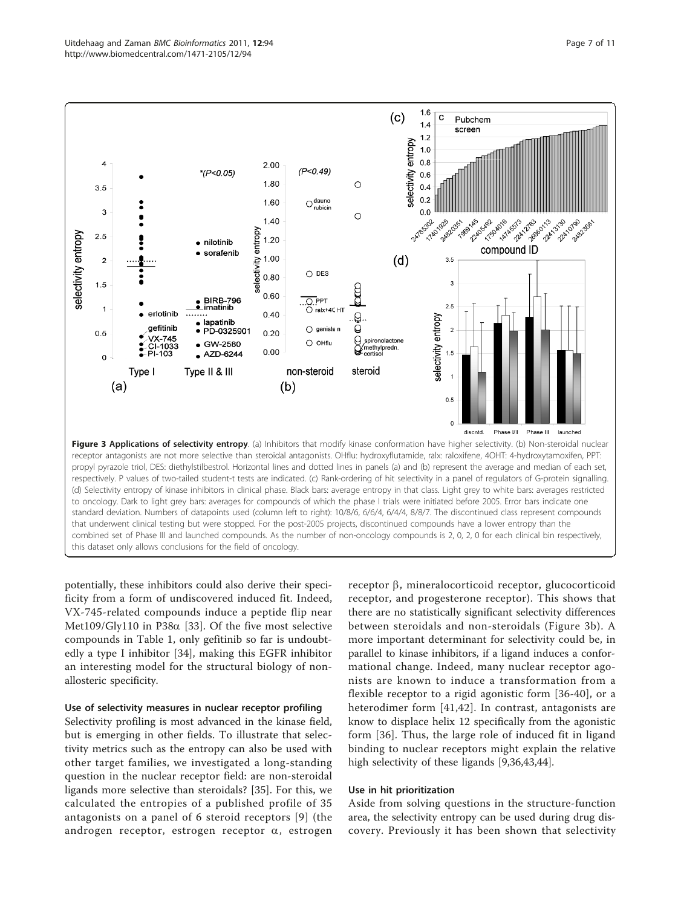**Figure 3 Applications of selectivity entropy**. (a) Inhibitors that modify kinase conformation have higher selectivity. (b) Non-steroidal nuclear receptor antagonists are not more selective than steroidal antagonists. OHflu: hydroxyflutamide, ralx: raloxifene, 4OHT: 4-hydroxytamoxifen, PPT: propyl pyrazole triol, DES: diethylstilbestrol. Horizontal lines and dotted lines in panels (a) and (b) represent the average and median of each set, respectively. P values of two-tailed student-t tests are indicated. (c) Rank-ordering of hit selectivity in a panel of regulators of G-protein signalling. (d) Selectivity entropy of kinase inhibitors in clinical phase. Black bars: average entropy in that class. Light grey to white bars: averages restricted to oncology. Dark to light grey bars: averages for compounds of which the phase I trials were initiated before 2005. Error bars indicate one standard deviation. Numbers of datapoints used (column left to right): 10/8/6, 6/6/4, 6/4/4, 8/8/7. The discontinued class represent compounds that underwent clinical testing but were stopped. For the post-2005 projects, discontinued compounds have a lower entropy than the combined set of Phase III and launched compounds. As the number of non-oncology compounds is 2, 0, 2, 0 for each clinical bin respectively, this dataset only allows conclusions for the field of oncology.

potentially, these inhibitors could also derive their specificity from a form of undiscovered induced fit. Indeed, VX-745-related compounds induce a peptide flip near Met109/Gly110 in P38α [33]. Of the five most selective compounds in Table 1, only gefitinib so far is undoubtedly a type I inhibitor [34], making this EGFR inhibitor an interesting model for the structural biology of non-allosteric specificity.

### Use of selectivity measures in nuclear receptor profiling

Selectivity profiling is most advanced in the kinase field, but is emerging in other fields. To illustrate that selectivity metrics such as the entropy can also be used with other target families, we investigated a long-standing question in the nuclear receptor field: are non-steroidal ligands more selective than steroidals? [35]. For this, we calculated the entropies of a published profile of 35 antagonists on a panel of 6 steroid receptors [9] (the androgen receptor, estrogen receptor α, estrogen receptor β, mineralocorticoid receptor, glucocorticoid receptor, and progesterone receptor). This shows that there are no statistically significant selectivity differences between steroidals and non-steroidals (Figure 3b). A more important determinant for selectivity could be, in parallel to kinase inhibitors, if a ligand induces a conformational change. Indeed, many nuclear receptor agonists are known to induce a transformation from a flexible receptor to a rigid agonistic form [36-40], or a heterodimer form [41,42]. In contrast, antagonists are know to displace helix 12 specifically from the agonistic form [36]. Thus, the large role of induced fit in ligand binding to nuclear receptors might explain the relative high selectivity of these ligands [9,36,43,44].

### Use in hit prioritization

Aside from solving questions in the structure-function area, the selectivity entropy can be used during drug discovery. Previously it has been shown that selectivity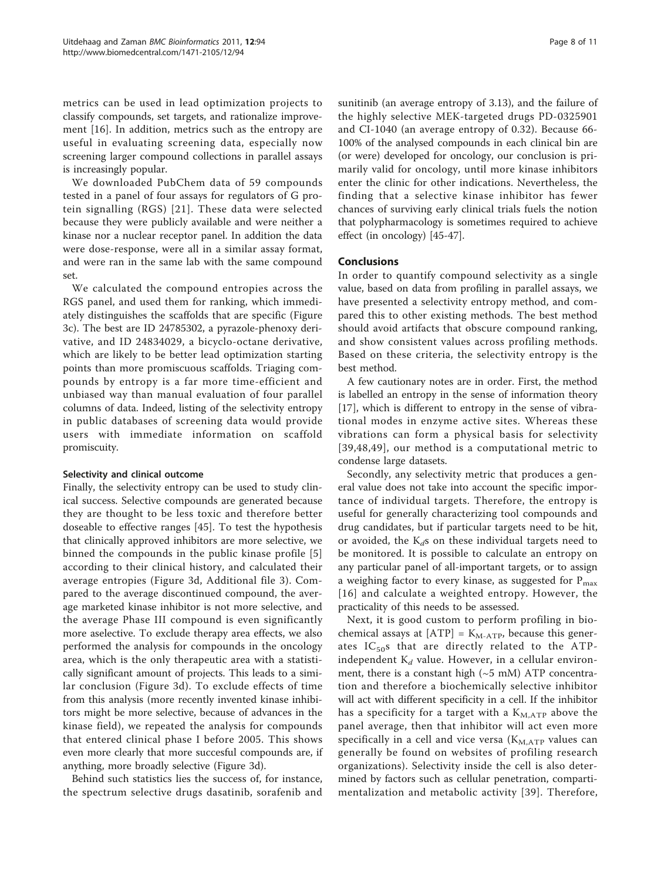metrics can be used in lead optimization projects to classify compounds, set targets, and rationalize improvement [16]. In addition, metrics such as the entropy are useful in evaluating screening data, especially now screening larger compound collections in parallel assays is increasingly popular.

We downloaded PubChem data of 59 compounds tested in a panel of four assays for regulators of G protein signalling (RGS) [21]. These data were selected because they were publicly available and were neither a kinase nor a nuclear receptor panel. In addition the data were dose-response, were all in a similar assay format, and were ran in the same lab with the same compound set.

We calculated the compound entropies across the RGS panel, and used them for ranking, which immediately distinguishes the scaffolds that are specific (Figure 3c). The best are ID 24785302, a pyrazole-phenoxy derivative, and ID 24834029, a bicyclo-octane derivative, which are likely to be better lead optimization starting points than more promiscuous scaffolds. Triaging compounds by entropy is a far more time-efficient and unbiased way than manual evaluation of four parallel columns of data. Indeed, listing of the selectivity entropy in public databases of screening data would provide users with immediate information on scaffold promiscuity.

### Selectivity and clinical outcome

Finally, the selectivity entropy can be used to study clinical success. Selective compounds are generated because they are thought to be less toxic and therefore better doseable to effective ranges [45]. To test the hypothesis that clinically approved inhibitors are more selective, we binned the compounds in the public kinase profile [5] according to their clinical history, and calculated their average entropies (Figure 3d, Additional file 3). Compared to the average discontinued compound, the average marketed kinase inhibitor is not more selective, and the average Phase III compound is even significantly more aselective. To exclude therapy area effects, we also performed the analysis for compounds in the oncology area, which is the only therapeutic area with a statistically significant amount of projects. This leads to a similar conclusion (Figure 3d). To exclude effects of time from this analysis (more recently invented kinase inhibitors might be more selective, because of advances in the kinase field), we repeated the analysis for compounds that entered clinical phase I before 2005. This shows even more clearly that more succesful compounds are, if anything, more broadly selective (Figure 3d).

Behind such statistics lies the success of, for instance, the spectrum selective drugs dasatinib, sorafenib and sunitinib (an average entropy of 3.13), and the failure of the highly selective MEK-targeted drugs PD-0325901 and CI-1040 (an average entropy of 0.32). Because 66-100% of the analysed compounds in each clinical bin are (or were) developed for oncology, our conclusion is primarily valid for oncology, until more kinase inhibitors enter the clinic for other indications. Nevertheless, the finding that a selective kinase inhibitor has fewer chances of surviving early clinical trials fuels the notion that polypharmacology is sometimes required to achieve effect (in oncology) [45-47].

## Conclusions

In order to quantify compound selectivity as a single value, based on data from profiling in parallel assays, we have presented a selectivity entropy method, and compared this to other existing methods. The best method should avoid artifacts that obscure compound ranking, and show consistent values across profiling methods. Based on these criteria, the selectivity entropy is the best method.

A few cautionary notes are in order. First, the method is labelled an entropy in the sense of information theory [17], which is different to entropy in the sense of vibrational modes in enzyme active sites. Whereas these vibrations can form a physical basis for selectivity [39,48,49], our method is a computational metric to condense large datasets.

Secondly, any selectivity metric that produces a general value does not take into account the specific importance of individual targets. Therefore, the entropy is useful for generally characterizing tool compounds and drug candidates, but if particular targets need to be hit, or avoided, the $K_d$s on these individual targets need to be monitored. It is possible to calculate an entropy on any particular panel of all-important targets, or to assign a weighing factor to every kinase, as suggested for $P_{max}$ [16] and calculate a weighted entropy. However, the practicality of this needs to be assessed.

Next, it is good custom to perform profiling in biochemical assays at $[ATP] = K_{M\text{-}ATP}$, because this generates $IC_{50}$s that are directly related to the ATP-independent $K_d$ value. However, in a cellular environment, there is a constant high (~5 mM) ATP concentration and therefore a biochemically selective inhibitor will act with different specificity in a cell. If the inhibitor has a specificity for a target with a $K_{M,ATP}$ above the panel average, then that inhibitor will act even more specifically in a cell and vice versa ($K_{M,ATP}$ values can generally be found on websites of profiling research organizations). Selectivity inside the cell is also determined by factors such as cellular penetration, compartimentalization and metabolic activity [39]. Therefore,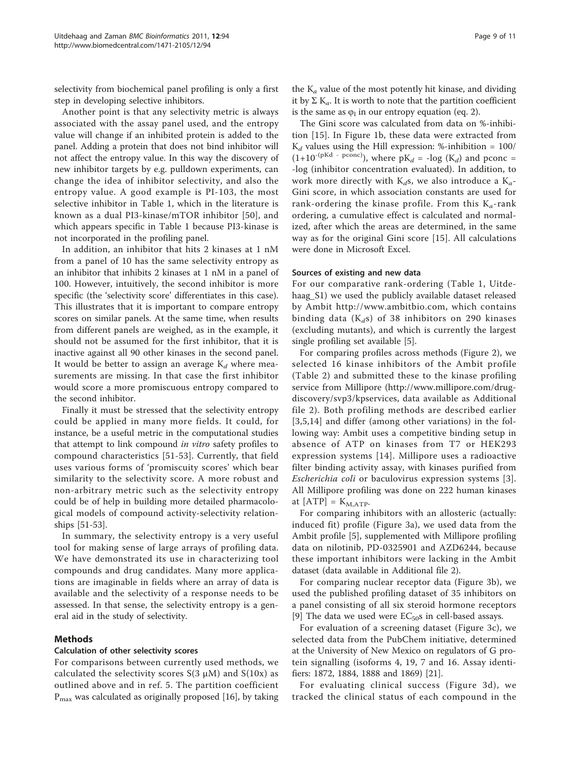selectivity from biochemical panel profiling is only a first step in developing selective inhibitors.

Another point is that any selectivity metric is always associated with the assay panel used, and the entropy value will change if an inhibited protein is added to the panel. Adding a protein that does not bind inhibitor will not affect the entropy value. In this way the discovery of new inhibitor targets by e.g. pulldown experiments, can change the idea of inhibitor selectivity, and also the entropy value. A good example is PI-103, the most selective inhibitor in Table 1, which in the literature is known as a dual PI3-kinase/mTOR inhibitor [50], and which appears specific in Table 1 because PI3-kinase is not incorporated in the profiling panel.

In addition, an inhibitor that hits 2 kinases at 1 nM from a panel of 10 has the same selectivity entropy as an inhibitor that inhibits 2 kinases at 1 nM in a panel of 100. However, intuitively, the second inhibitor is more specific (the 'selectivity score' differentiates in this case). This illustrates that it is important to compare entropy scores on similar panels. At the same time, when results from different panels are weighed, as in the example, it should not be assumed for the first inhibitor, that it is inactive against all 90 other kinases in the second panel. It would be better to assign an average $K_d$ where measurements are missing. In that case the first inhibitor would score a more promiscuous entropy compared to the second inhibitor.

Finally it must be stressed that the selectivity entropy could be applied in many more fields. It could, for instance, be a useful metric in the computational studies that attempt to link compound *in vitro* safety profiles to compound characteristics [51-53]. Currently, that field uses various forms of 'promiscuity scores' which bear similarity to the selectivity score. A more robust and non-arbitrary metric such as the selectivity entropy could be of help in building more detailed pharmacological models of compound activity-selectivity relationships [51-53].

In summary, the selectivity entropy is a very useful tool for making sense of large arrays of profiling data. We have demonstrated its use in characterizing tool compounds and drug candidates. Many more applications are imaginable in fields where an array of data is available and the selectivity of a response needs to be assessed. In that sense, the selectivity entropy is a general aid in the study of selectivity.

## Methods

### Calculation of other selectivity scores

For comparisons between currently used methods, we calculated the selectivity scores S(3 μM) and S(10x) as outlined above and in ref. 5. The partition coefficient $P_{max}$ was calculated as originally proposed [16], by taking the $K_a$ value of the most potently hit kinase, and dividing it by $\Sigma K_a$. It is worth to note that the partition coefficient is the same as $\varphi_I$ in our entropy equation (eq. 2).

The Gini score was calculated from data on %-inhibition [15]. In Figure 1b, these data were extracted from $K_d$ values using the Hill expression: %-inhibition = $100/(1+10^{-(pKd\ -\ pconc)})$, where $pK_d = -\log(K_d)$ and pconc = -log (inhibitor concentration evaluated). In addition, to work more directly with $K_d$s, we also introduce a $K_a$-Gini score, in which association constants are used for rank-ordering the kinase profile. From this $K_a$-rank ordering, a cumulative effect is calculated and normalized, after which the areas are determined, in the same way as for the original Gini score [15]. All calculations were done in Microsoft Excel.

### Sources of existing and new data

For our comparative rank-ordering (Table 1, Uitdehaag_S1) we used the publicly available dataset released by Ambit http://www.ambitbio.com, which contains binding data ($K_d$s) of 38 inhibitors on 290 kinases (excluding mutants), and which is currently the largest single profiling set available [5].

For comparing profiles across methods (Figure 2), we selected 16 kinase inhibitors of the Ambit profile (Table 2) and submitted these to the kinase profiling service from Millipore (http://www.millipore.com/drugdiscovery/svp3/kpservices, data available as Additional file 2). Both profiling methods are described earlier [3,5,14] and differ (among other variations) in the following way: Ambit uses a competitive binding setup in absence of ATP on kinases from T7 or HEK293 expression systems [14]. Millipore uses a radioactive filter binding activity assay, with kinases purified from *Escherichia coli* or baculovirus expression systems [3]. All Millipore profiling was done on 222 human kinases at $[ATP] = K_{M,ATP}$.

For comparing inhibitors with an allosteric (actually: induced fit) profile (Figure 3a), we used data from the Ambit profile [5], supplemented with Millipore profiling data on nilotinib, PD-0325901 and AZD6244, because these important inhibitors were lacking in the Ambit dataset (data available in Additional file 2).

For comparing nuclear receptor data (Figure 3b), we used the published profiling dataset of 35 inhibitors on a panel consisting of all six steroid hormone receptors [9] The data we used were $EC_{50}$s in cell-based assays.

For evaluation of a screening dataset (Figure 3c), we selected data from the PubChem initiative, determined at the University of New Mexico on regulators of G protein signalling (isoforms 4, 19, 7 and 16. Assay identifiers: 1872, 1884, 1888 and 1869) [21].

For evaluating clinical success (Figure 3d), we tracked the clinical status of each compound in the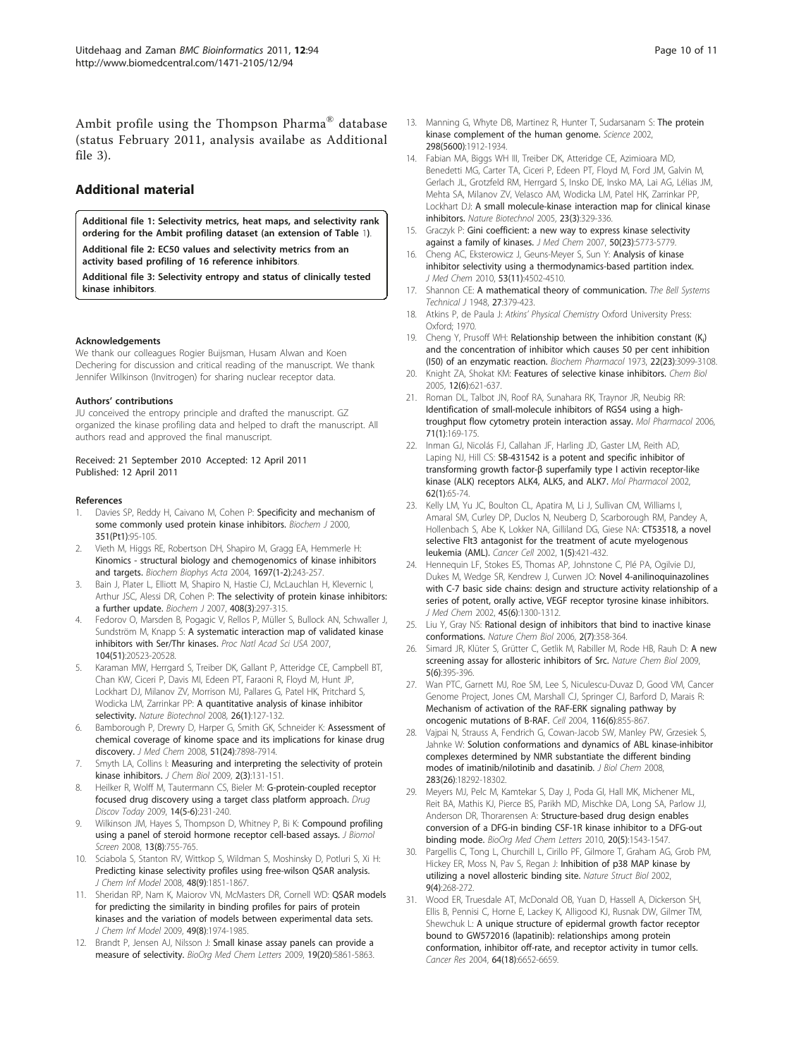Ambit profile using the Thompson Pharma® database (status February 2011, analysis availabe as Additional file 3).

## Additional material

**Additional file 1: Selectivity metrics, heat maps, and selectivity rank ordering for the Ambit profiling dataset (an extension of Table 1).**

**Additional file 2: EC50 values and selectivity metrics from an activity based profiling of 16 reference inhibitors.**

**Additional file 3: Selectivity entropy and status of clinically tested kinase inhibitors.**

#### Acknowledgements

We thank our colleagues Rogier Buijsman, Husam Alwan and Koen Dechering for discussion and critical reading of the manuscript. We thank Jennifer Wilkinson (Invitrogen) for sharing nuclear receptor data.

#### Authors' contributions

JU conceived the entropy principle and drafted the manuscript. GZ organized the kinase profiling data and helped to draft the manuscript. All authors read and approved the final manuscript.

Received: 21 September 2010 Accepted: 12 April 2011
Published: 12 April 2011

#### References

1. Davies SP, Reddy H, Caivano M, Cohen P: **Specificity and mechanism of some commonly used protein kinase inhibitors.** *Biochem J* 2000, **351(Pt1)**:95-105.
2. Vieth M, Higgs RE, Robertson DH, Shapiro M, Gragg EA, Hemmerle H: **Kinomics - structural biology and chemogenomics of kinase inhibitors and targets.** *Biochem Biophys Acta* 2004, **1697(1-2)**:243-257.
3. Bain J, Plater L, Elliott M, Shapiro N, Hastie CJ, McLauchlan H, Klevernic I, Arthur JSC, Alessi DR, Cohen P: **The selectivity of protein kinase inhibitors: a further update.** *Biochem J* 2007, **408(3)**:297-315.
4. Fedorov O, Marsden B, Pogagic V, Rellos P, Müller S, Bullock AN, Schwaller J, Sundström M, Knapp S: **A systematic interaction map of validated kinase inhibitors with Ser/Thr kinases.** *Proc Natl Acad Sci USA* 2007, **104(51)**:20523-20528.
5. Karaman MW, Herrgard S, Treiber DK, Gallant P, Atteridge CE, Campbell BT, Chan KW, Ciceri P, Davis MI, Edeen PT, Faraoni R, Floyd M, Hunt JP, Lockhart DJ, Milanov ZV, Morrison MJ, Pallares G, Patel HK, Pritchard S, Wodicka LM, Zarrinkar PP: **A quantitative analysis of kinase inhibitor selectivity.** *Nature Biotechnol* 2008, **26(1)**:127-132.
6. Bamborough P, Drewry D, Harper G, Smith GK, Schneider K: **Assessment of chemical coverage of kinome space and its implications for kinase drug discovery.** *J Med Chem* 2008, **51(24)**:7898-7914.
7. Smyth LA, Collins I: **Measuring and interpreting the selectivity of protein kinase inhibitors.** *J Chem Biol* 2009, **2(3)**:131-151.
8. Heilker R, Wolff M, Tautermann CS, Bieler M: **G-protein-coupled receptor focused drug discovery using a target class platform approach.** *Drug Discov Today* 2009, **14(5-6)**:231-240.
9. Wilkinson JM, Hayes S, Thompson D, Whitney P, Bi K: **Compound profiling using a panel of steroid hormone receptor cell-based assays.** *J Biomol Screen* 2008, **13(8)**:755-765.
10. Sciabola S, Stanton RV, Wittkop S, Wildman S, Moshinsky D, Potluri S, Xi H: **Predicting kinase selectivity profiles using free-wilson QSAR analysis.** *J Chem Inf Model* 2008, **48(9)**:1851-1867.
11. Sheridan RP, Nam K, Maiorov VN, McMasters DR, Cornell WD: **QSAR models for predicting the similarity in binding profiles for pairs of protein kinases and the variation of models between experimental data sets.** *J Chem Inf Model* 2009, **49(8)**:1974-1985.
12. Brandt P, Jensen AJ, Nilsson J: **Small kinase assay panels can provide a measure of selectivity.** *BioOrg Med Chem Letters* 2009, **19(20)**:5861-5863.
13. Manning G, Whyte DB, Martinez R, Hunter T, Sudarsanam S: **The protein kinase complement of the human genome.** *Science* 2002, **298(5600)**:1912-1934.
14. Fabian MA, Biggs WH III, Treiber DK, Atteridge CE, Azimioara MD, Benedetti MG, Carter TA, Ciceri P, Edeen PT, Floyd M, Ford JM, Galvin M, Gerlach JL, Grotzfeld RM, Herrgard S, Insko DE, Insko MA, Lai AG, Lélias JM, Mehta SA, Milanov ZV, Velasco AM, Wodicka LM, Patel HK, Zarrinkar PP, Lockhart DJ: **A small molecule-kinase interaction map for clinical kinase inhibitors.** *Nature Biotechnol* 2005, **23(3)**:329-336.
15. Graczyk P: **Gini coefficient: a new way to express kinase selectivity against a family of kinases.** *J Med Chem* 2007, **50(23)**:5773-5779.
16. Cheng AC, Eksterowicz J, Geuns-Meyer S, Sun Y: **Analysis of kinase inhibitor selectivity using a thermodynamics-based partition index.** *J Med Chem* 2010, **53(11)**:4502-4510.
17. Shannon CE: **A mathematical theory of communication.** *The Bell Systems Technical J* 1948, **27**:379-423.
18. Atkins P, de Paula J: *Atkins' Physical Chemistry* Oxford University Press: Oxford; 1970.
19. Cheng Y, Prusoff WH: **Relationship between the inhibition constant ($K_i$) and the concentration of inhibitor which causes 50 per cent inhibition (I50) of an enzymatic reaction.** *Biochem Pharmacol* 1973, **22(23)**:3099-3108.
20. Knight ZA, Shokat KM: **Features of selective kinase inhibitors.** *Chem Biol* 2005, **12(6)**:621-637.
21. Roman DL, Talbot JN, Roof RA, Sunahara RK, Traynor JR, Neubig RR: **Identification of small-molecule inhibitors of RGS4 using a high-troughput flow cytometry protein interaction assay.** *Mol Pharmacol* 2006, **71(1)**:169-175.
22. Inman GJ, Nicolás FJ, Callahan JF, Harling JD, Gaster LM, Reith AD, Laping NJ, Hill CS: **SB-431542 is a potent and specific inhibitor of transforming growth factor-β superfamily type I activin receptor-like kinase (ALK) receptors ALK4, ALK5, and ALK7.** *Mol Pharmacol* 2002, **62(1)**:65-74.
23. Kelly LM, Yu JC, Boulton CL, Apatira M, Li J, Sullivan CM, Williams I, Amaral SM, Curley DP, Duclos N, Neuberg D, Scarborough RM, Pandey A, Hollenbach S, Abe K, Lokker NA, Gilliland DG, Giese NA: **CT53518, a novel selective Flt3 antagonist for the treatment of acute myelogenous leukemia (AML).** *Cancer Cell* 2002, **1(5)**:421-432.
24. Hennequin LF, Stokes ES, Thomas AP, Johnstone C, Plé PA, Ogilvie DJ, Dukes M, Wedge SR, Kendrew J, Curwen JO: **Novel 4-anilinoquinazolines with C-7 basic side chains: design and structure activity relationship of a series of potent, orally active, VEGF receptor tyrosine kinase inhibitors.** *J Med Chem* 2002, **45(6)**:1300-1312.
25. Liu Y, Gray NS: **Rational design of inhibitors that bind to inactive kinase conformations.** *Nature Chem Biol* 2006, **2(7)**:358-364.
26. Simard JR, Klüter S, Grütter C, Getlik M, Rabiller M, Rode HB, Rauh D: **A new screening assay for allosteric inhibitors of Src.** *Nature Chem Biol* 2009, **5(6)**:395-396.
27. Wan PTC, Garnett MJ, Roe SM, Lee S, Niculescu-Duvaz D, Good VM, Cancer Genome Project, Jones CM, Marshall CJ, Springer CJ, Barford D, Marais R: **Mechanism of activation of the RAF-ERK signaling pathway by oncogenic mutations of B-RAF.** *Cell* 2004, **116(6)**:855-867.
28. Vajpai N, Strauss A, Fendrich G, Cowan-Jacob SW, Manley PW, Grzesiek S, Jahnke W: **Solution conformations and dynamics of ABL kinase-inhibitor complexes determined by NMR substantiate the different binding modes of imatinib/nilotinib and dasatinib.** *J Biol Chem* 2008, **283(26)**:18292-18302.
29. Meyers MJ, Pelc M, Kamtekar S, Day J, Poda GI, Hall MK, Michener ML, Reit BA, Mathis KJ, Pierce BS, Parikh MD, Mischke DA, Long SA, Parlow JJ, Anderson DR, Thorarensen A: **Structure-based drug design enables conversion of a DFG-in binding CSF-1R kinase inhibitor to a DFG-out binding mode.** *BioOrg Med Chem Letters* 2010, **20(5)**:1543-1547.
30. Pargellis C, Tong L, Churchill L, Cirillo PF, Gilmore T, Graham AG, Grob PM, Hickey ER, Moss N, Pav S, Regan J: **Inhibition of p38 MAP kinase by utilizing a novel allosteric binding site.** *Nature Struct Biol* 2002, **9(4)**:268-272.
31. Wood ER, Truesdale AT, McDonald OB, Yuan D, Hassell A, Dickerson SH, Ellis B, Pennisi C, Horne E, Lackey K, Alligood KJ, Rusnak DW, Gilmer TM, Shewchuk L: **A unique structure of epidermal growth factor receptor bound to GW572016 (lapatinib): relationships among protein conformation, inhibitor off-rate, and receptor activity in tumor cells.** *Cancer Res* 2004, **64(18)**:6652-6659.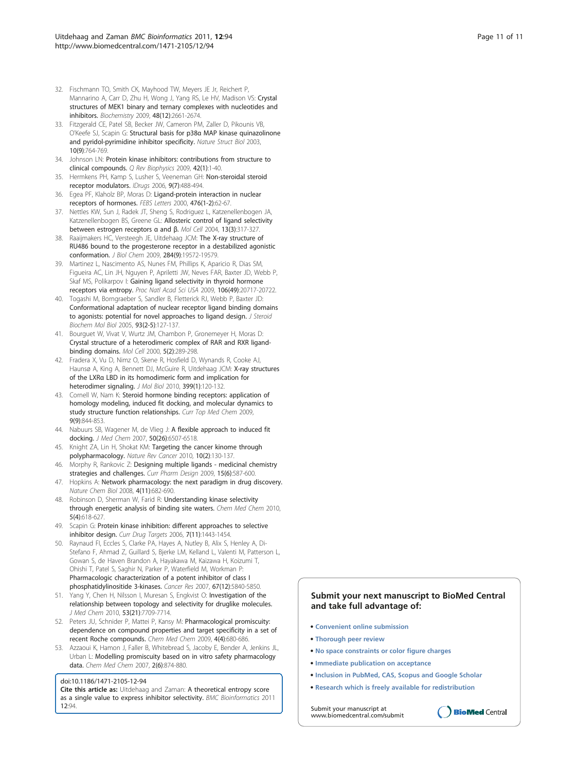32. Fischmann TO, Smith CK, Mayhood TW, Meyers JE Jr, Reichert P, Mannarino A, Carr D, Zhu H, Wong J, Yang RS, Le HV, Madison VS: **Crystal structures of MEK1 binary and ternary complexes with nucleotides and inhibitors.** *Biochemistry* 2009, **48(12)**:2661-2674.
33. Fitzgerald CE, Patel SB, Becker JW, Cameron PM, Zaller D, Pikounis VB, O'Keefe SJ, Scapin G: **Structural basis for p38α MAP kinase quinazolinone and pyridol-pyrimidine inhibitor specificity.** *Nature Struct Biol* 2003, **10(9)**:764-769.
34. Johnson LN: **Protein kinase inhibitors: contributions from structure to clinical compounds.** *Q Rev Biophysics* 2009, **42(1)**:1-40.
35. Hermkens PH, Kamp S, Lusher S, Veeneman GH: **Non-steroidal steroid receptor modulators.** *IDrugs* 2006, **9(7)**:488-494.
36. Egea PF, Klaholz BP, Moras D: **Ligand-protein interaction in nuclear receptors of hormones.** *FEBS Letters* 2000, **476(1-2)**:62-67.
37. Nettles KW, Sun J, Radek JT, Sheng S, Rodriguez L, Katzenellenbogen JA, Katzenellenbogen BS, Greene GL: **Allosteric control of ligand selectivity between estrogen receptors α and β.** *Mol Cell* 2004, **13(3)**:317-327.
38. Raaijmakers HC, Versteegh JE, Uitdehaag JCM: **The X-ray structure of RU486 bound to the progesterone receptor in a destabilized agonistic conformation.** *J Biol Chem* 2009, **284(9)**:19572-19579.
39. Martinez L, Nascimento AS, Nunes FM, Phillips K, Aparicio R, Dias SM, Figueira AC, Lin JH, Nguyen P, Apriletti JW, Neves FAR, Baxter JD, Webb P, Skaf MS, Polikarpov I: **Gaining ligand selectivity in thyroid hormone receptors via entropy.** *Proc Natl Acad Sci USA* 2009, **106(49)**:20717-20722.
40. Togashi M, Borngraeber S, Sandler B, Fletterick RJ, Webb P, Baxter JD: **Conformational adaptation of nuclear receptor ligand binding domains to agonists: potential for novel approaches to ligand design.** *J Steroid Biochem Mol Biol* 2005, **93(2-5)**:127-137.
41. Bourguet W, Vivat V, Wurtz JM, Chambon P, Gronemeyer H, Moras D: **Crystal structure of a heterodimeric complex of RAR and RXR ligand-binding domains.** *Mol Cell* 2000, **5(2)**:289-298.
42. Fradera X, Vu D, Nimz O, Skene R, Hosfield D, Wynands R, Cooke AJ, Haunsø A, King A, Bennett DJ, McGuire R, Uitdehaag JCM: **X-ray structures of the LXRα LBD in its homodimeric form and implication for heterodimer signaling.** *J Mol Biol* 2010, **399(1)**:120-132.
43. Cornell W, Nam K: **Steroid hormone binding receptors: application of homology modeling, induced fit docking, and molecular dynamics to study structure function relationships.** *Curr Top Med Chem* 2009, **9(9)**:844-853.
44. Nabuurs SB, Wagener M, de Vlieg J: **A flexible approach to induced fit docking.** *J Med Chem* 2007, **50(26)**:6507-6518.
45. Knight ZA, Lin H, Shokat KM: **Targeting the cancer kinome through polypharmacology.** *Nature Rev Cancer* 2010, **10(2)**:130-137.
46. Morphy R, Rankovic Z: **Designing multiple ligands - medicinal chemistry strategies and challenges.** *Curr Pharm Design* 2009, **15(6)**:587-600.
47. Hopkins A: **Network pharmacology: the next paradigm in drug discovery.** *Nature Chem Biol* 2008, **4(11)**:682-690.
48. Robinson D, Sherman W, Farid R: **Understanding kinase selectivity through energetic analysis of binding site waters.** *Chem Med Chem* 2010, **5(4)**:618-627.
49. Scapin G: **Protein kinase inhibition: different approaches to selective inhibitor design.** *Curr Drug Targets* 2006, **7(11)**:1443-1454.
50. Raynaud FI, Eccles S, Clarke PA, Hayes A, Nutley B, Alix S, Henley A, Di-Stefano F, Ahmad Z, Guillard S, Bjerke LM, Kelland L, Valenti M, Patterson L, Gowan S, de Haven Brandon A, Hayakawa M, Kaizawa H, Koizumi T, Ohishi T, Patel S, Saghir N, Parker P, Waterfield M, Workman P: **Pharmacologic characterization of a potent inhibitor of class I phosphatidylinositide 3-kinases.** *Cancer Res* 2007, **67(12)**:5840-5850.
51. Yang Y, Chen H, Nilsson I, Muresan S, Engkvist O: **Investigation of the relationship between topology and selectivity for druglike molecules.** *J Med Chem* 2010, **53(21)**:7709-7714.
52. Peters JU, Schnider P, Mattei P, Kansy M: **Pharmacological promiscuity: dependence on compound properties and target specificity in a set of recent Roche compounds.** *Chem Med Chem* 2009, **4(4)**:680-686.
53. Azzaoui K, Hamon J, Faller B, Whitebread S, Jacoby E, Bender A, Jenkins JL, Urban L: **Modelling promiscuity based on in vitro safety pharmacology data.** *Chem Med Chem* 2007, **2(6)**:874-880.

doi:10.1186/1471-2105-12-94

**Cite this article as:** Uitdehaag and Zaman: A theoretical entropy score as a single value to express inhibitor selectivity. *BMC Bioinformatics* 2011 12:94.

**Submit your next manuscript to BioMed Central and take full advantage of:**

- **Convenient online submission**
- **Thorough peer review**
- **No space constraints or color figure charges**
- **Immediate publication on acceptance**
- **Inclusion in PubMed, CAS, Scopus and Google Scholar**
- **Research which is freely available for redistribution**

Submit your manuscript at
www.biomedcentral.com/submit

BioMed Central